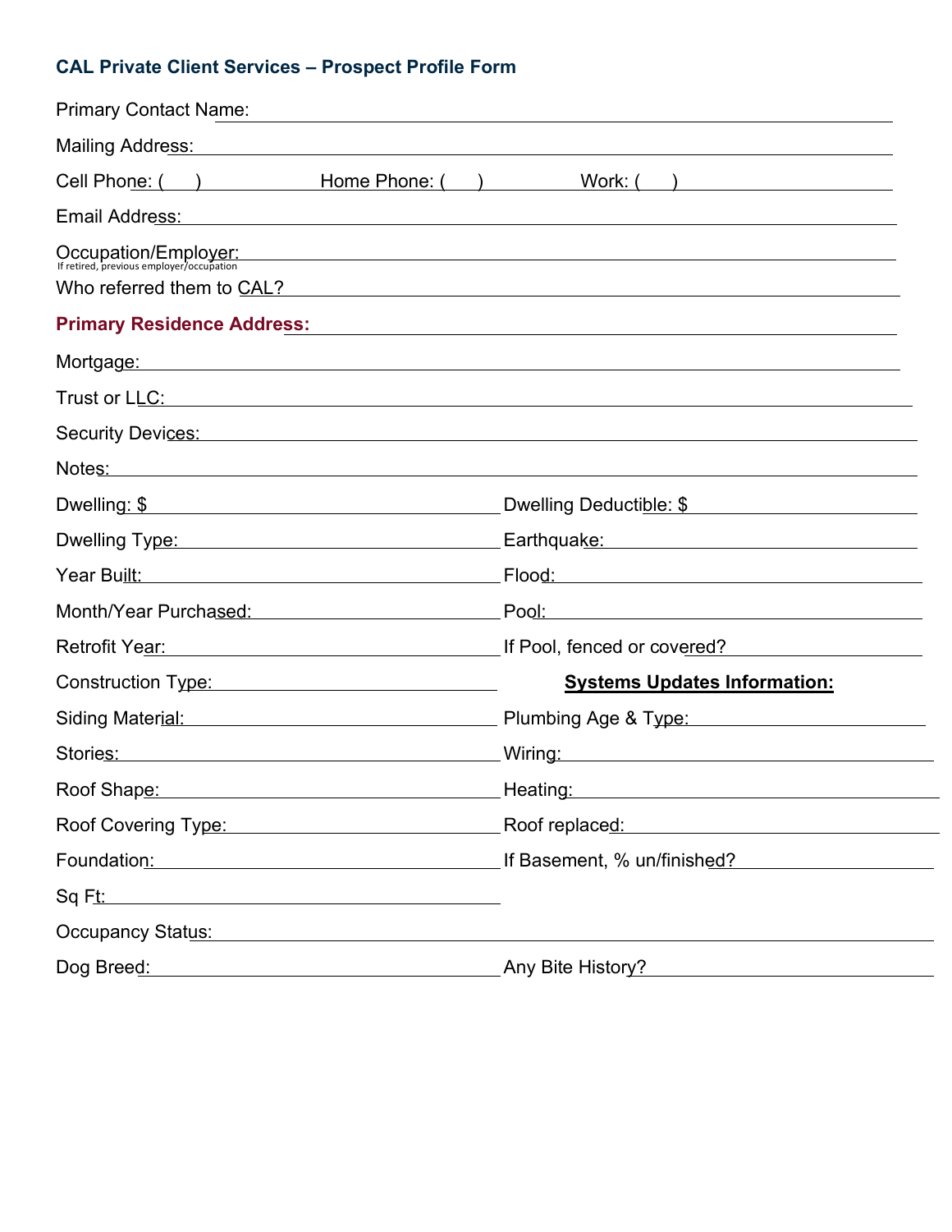## CAL Private Client Services – Prospect Profile Form

Primary Contact Name: \_\_\_\_\_\_\_\_\_\_\_\_\_\_\_\_\_\_\_\_

Mailing Address: \_\_\_\_\_\_\_\_\_\_\_\_\_\_\_\_\_\_\_\_

Cell Phone: ( ) Home Phone: ( ) Work: ( )

Email Address: \_\_\_\_\_\_\_\_\_\_\_\_\_\_\_\_\_\_\_\_

Occupation/Employer: \_\_\_\_\_\_\_\_\_\_\_\_\_\_\_\_\_\_\_\_
If retired, previous employer/occupation

Who referred them to CAL? \_\_\_\_\_\_\_\_\_\_\_\_\_\_\_\_\_\_\_\_

**Primary Residence Address:** \_\_\_\_\_\_\_\_\_\_\_\_\_\_\_\_\_\_\_\_

Mortgage: \_\_\_\_\_\_\_\_\_\_\_\_\_\_\_\_\_\_\_\_

Trust or LLC: \_\_\_\_\_\_\_\_\_\_\_\_\_\_\_\_\_\_\_\_

Security Devices: \_\_\_\_\_\_\_\_\_\_\_\_\_\_\_\_\_\_\_\_

Notes: \_\_\_\_\_\_\_\_\_\_\_\_\_\_\_\_\_\_\_\_

Dwelling: $ \_\_\_\_\_\_\_\_\_\_ Dwelling Deductible: $ \_\_\_\_\_\_\_\_\_\_

Dwelling Type: \_\_\_\_\_\_\_\_\_\_ Earthquake: \_\_\_\_\_\_\_\_\_\_

Year Built: \_\_\_\_\_\_\_\_\_\_ Flood: \_\_\_\_\_\_\_\_\_\_

Month/Year Purchased: \_\_\_\_\_\_\_\_\_\_ Pool: \_\_\_\_\_\_\_\_\_\_

Retrofit Year: \_\_\_\_\_\_\_\_\_\_ If Pool, fenced or covered? \_\_\_\_\_\_\_\_\_\_

Construction Type: \_\_\_\_\_\_\_\_\_\_ **Systems Updates Information:**

Siding Material: \_\_\_\_\_\_\_\_\_\_ Plumbing Age & Type: \_\_\_\_\_\_\_\_\_\_

Stories: \_\_\_\_\_\_\_\_\_\_ Wiring: \_\_\_\_\_\_\_\_\_\_

Roof Shape: \_\_\_\_\_\_\_\_\_\_ Heating: \_\_\_\_\_\_\_\_\_\_

Roof Covering Type: \_\_\_\_\_\_\_\_\_\_ Roof replaced: \_\_\_\_\_\_\_\_\_\_

Foundation: \_\_\_\_\_\_\_\_\_\_ If Basement, % un/finished? \_\_\_\_\_\_\_\_\_\_

Sq Ft: \_\_\_\_\_\_\_\_\_\_

Occupancy Status: \_\_\_\_\_\_\_\_\_\_\_\_\_\_\_\_\_\_\_\_

Dog Breed: \_\_\_\_\_\_\_\_\_\_ Any Bite History? \_\_\_\_\_\_\_\_\_\_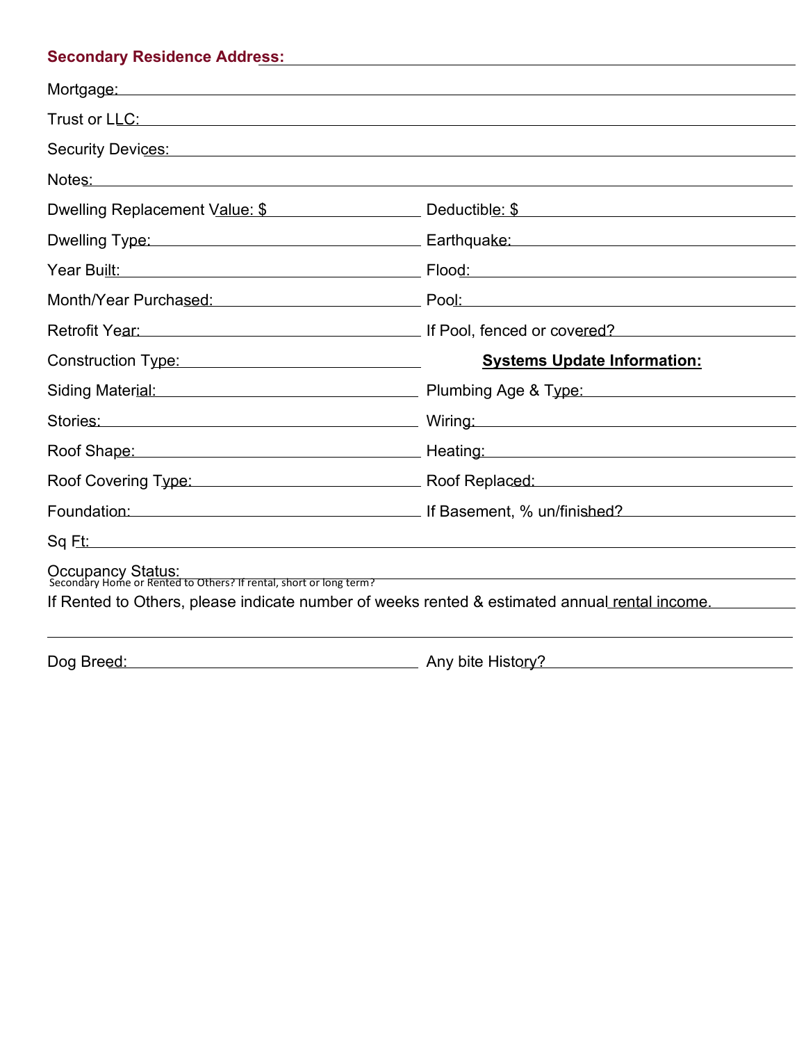**Secondary Residence Address:** ___________________________________

Mortgage: ___________________________________

Trust or LLC: ___________________________________

Security Devices: ___________________________________

Notes: ___________________________________

Dwelling Replacement Value: $ ____________________ Deductible: $ ____________________

Dwelling Type: ____________________ Earthquake: ____________________

Year Built: ____________________ Flood: ____________________

Month/Year Purchased: ____________________ Pool: ____________________

Retrofit Year: ____________________ If Pool, fenced or covered? ____________________

Construction Type: ____________________

**Systems Update Information:**

Siding Material: ____________________ Plumbing Age & Type: ____________________

Stories: ____________________ Wiring: ____________________

Roof Shape: ____________________ Heating: ____________________

Roof Covering Type: ____________________ Roof Replaced: ____________________

Foundation: ____________________ If Basement, % un/finished? ____________________

Sq Ft: ___________________________________

Occupancy Status: ___________________________________
Secondary Home or Rented to Others? If rental, short or long term?

If Rented to Others, please indicate number of weeks rented & estimated annual rental income.

___________________________________

Dog Breed: ____________________ Any bite History? ____________________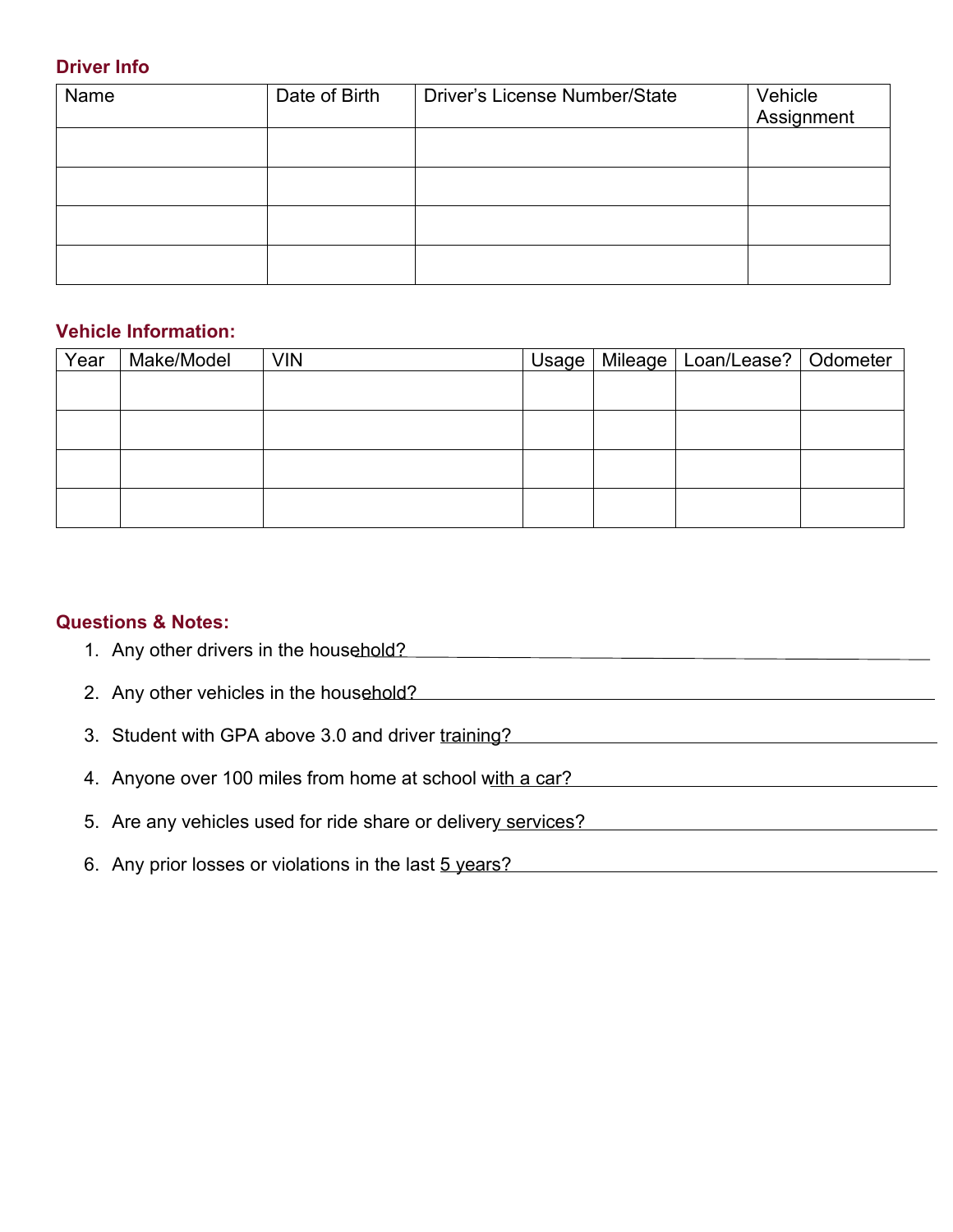### Driver Info

| Name | Date of Birth | Driver's License Number/State | Vehicle Assignment |
|---|---|---|---|
| | | | |
| | | | |
| | | | |
| | | | |

### Vehicle Information:

| Year | Make/Model | VIN | Usage | Mileage | Loan/Lease? | Odometer |
|---|---|---|---|---|---|---|
| | | | | | | |
| | | | | | | |
| | | | | | | |
| | | | | | | |

### Questions & Notes:

1. Any other drivers in the household? ______________________________
2. Any other vehicles in the household? ______________________________
3. Student with GPA above 3.0 and driver training? ______________________________
4. Anyone over 100 miles from home at school with a car? ______________________________
5. Are any vehicles used for ride share or delivery services? ______________________________
6. Any prior losses or violations in the last 5 years? ______________________________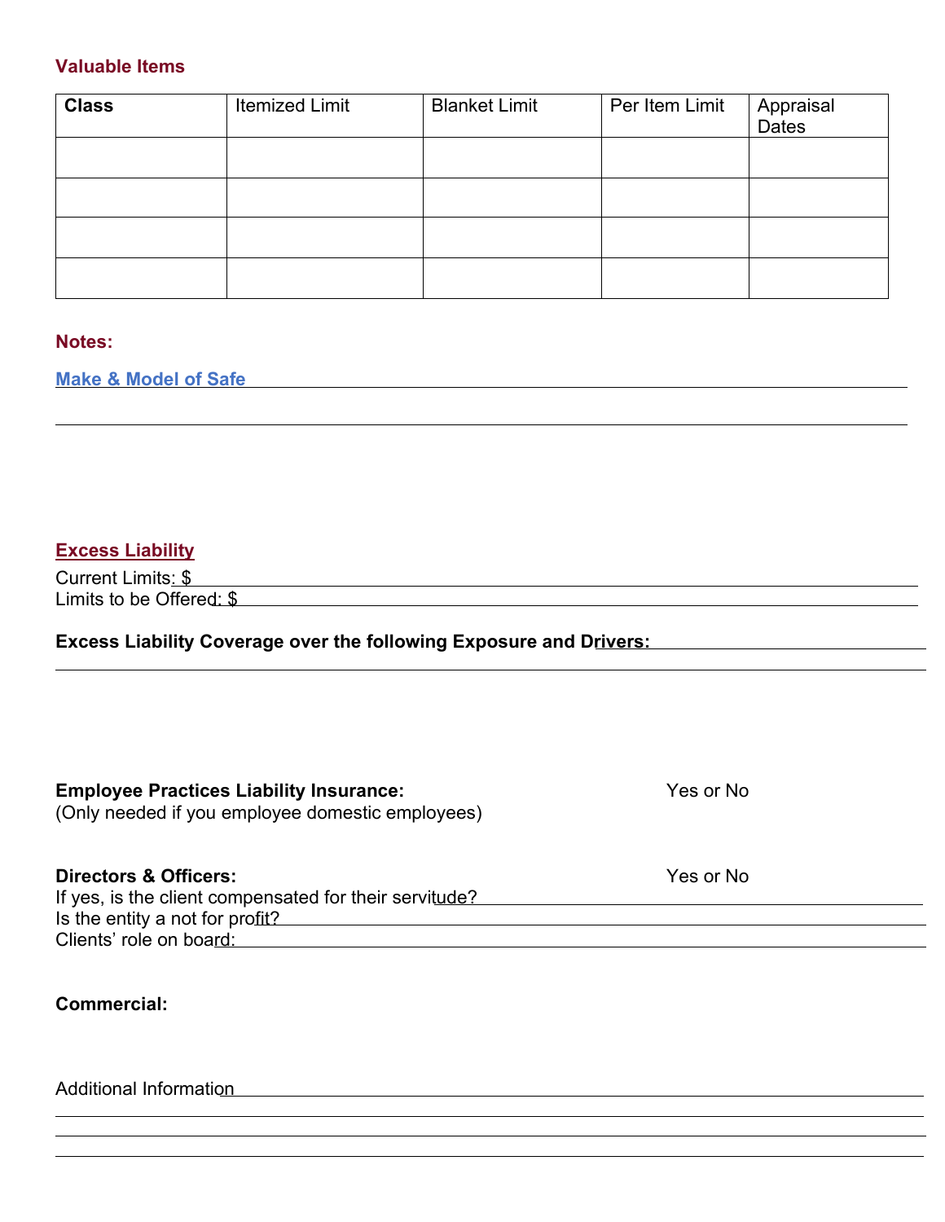## Valuable Items

| Class | Itemized Limit | Blanket Limit | Per Item Limit | Appraisal Dates |
|---|---|---|---|---|
| | | | | |
| | | | | |
| | | | | |
| | | | | |

## Notes:

**Make & Model of Safe**

## Excess Liability

Current Limits: $

Limits to be Offered: $

**Excess Liability Coverage over the following Exposure and Drivers:**

**Employee Practices Liability Insurance:** Yes or No

(Only needed if you employee domestic employees)

**Directors & Officers:** Yes or No

If yes, is the client compensated for their servitude?

Is the entity a not for profit?

Clients' role on board:

**Commercial:**

Additional Information